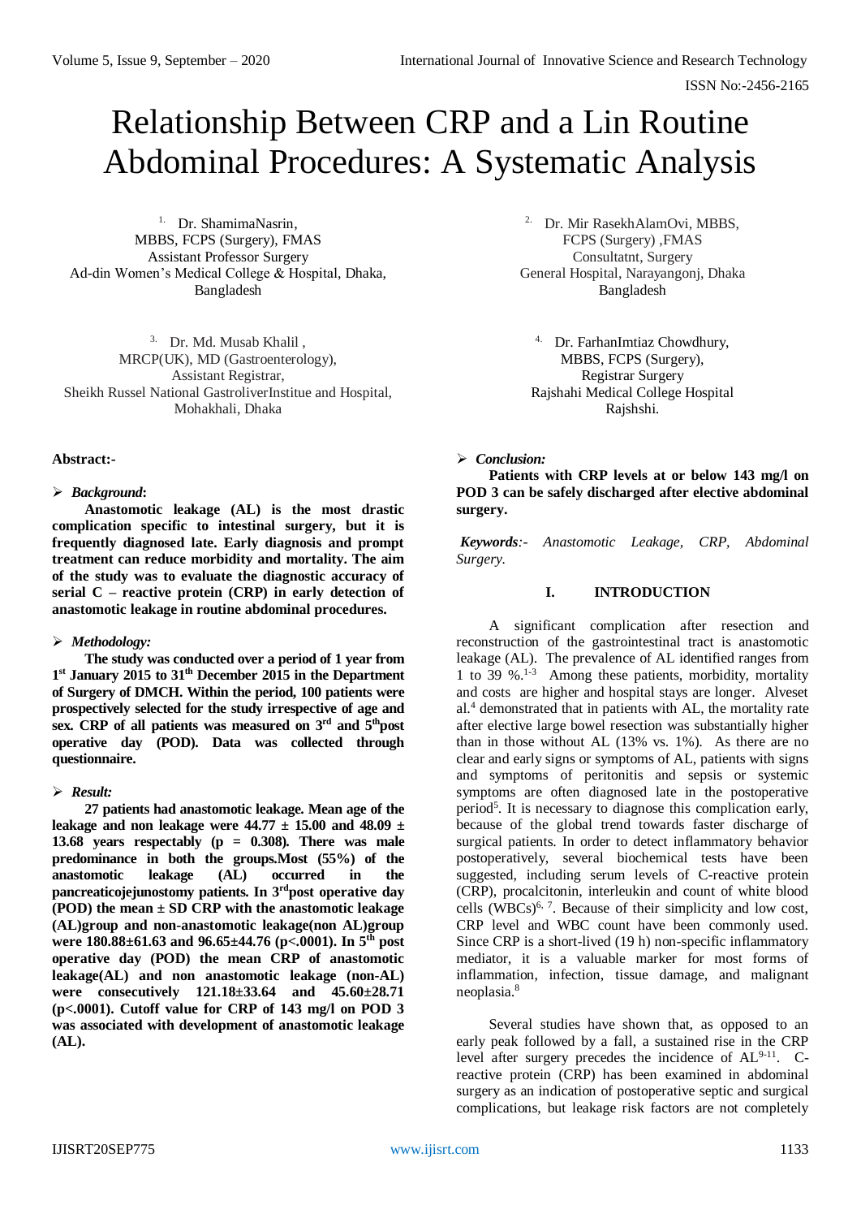# Relationship Between CRP and a Lin Routine Abdominal Procedures: A Systematic Analysis

[1.] Dr. ShamimaNasrin,
MBBS, FCPS (Surgery), FMAS
Assistant Professor Surgery
Ad-din Women's Medical College & Hospital, Dhaka, Bangladesh

[2.] Dr. Mir RasekhAlamOvi, MBBS,
FCPS (Surgery) ,FMAS
Consultatnt, Surgery
General Hospital, Narayangonj, Dhaka
Bangladesh

[3.] Dr. Md. Musab Khalil ,
MRCP(UK), MD (Gastroenterology),
Assistant Registrar,
Sheikh Russel National GastroliverInstitue and Hospital, Mohakhali, Dhaka

[4.] Dr. FarhanImtiaz Chowdhury,
MBBS, FCPS (Surgery),
Registrar Surgery
Rajshahi Medical College Hospital
Rajshshi.

**Abstract:-**

➢ ***Background*:**

**Anastomotic leakage (AL) is the most drastic complication specific to intestinal surgery, but it is frequently diagnosed late. Early diagnosis and prompt treatment can reduce morbidity and mortality. The aim of the study was to evaluate the diagnostic accuracy of serial C – reactive protein (CRP) in early detection of anastomotic leakage in routine abdominal procedures.**

➢ ***Methodology:***

**The study was conducted over a period of 1 year from 1st January 2015 to 31th December 2015 in the Department of Surgery of DMCH. Within the period, 100 patients were prospectively selected for the study irrespective of age and sex. CRP of all patients was measured on 3rd and 5thpost operative day (POD). Data was collected through questionnaire.**

➢ ***Result:***

**27 patients had anastomotic leakage. Mean age of the leakage and non leakage were 44.77 ± 15.00 and 48.09 ± 13.68 years respectably (p = 0.308). There was male predominance in both the groups.Most (55%) of the anastomotic leakage (AL) occurred in the pancreaticojejunostomy patients. In 3rdpost operative day (POD) the mean ± SD CRP with the anastomotic leakage (AL)group and non-anastomotic leakage(non AL)group were 180.88±61.63 and 96.65±44.76 (p<.0001). In 5th post operative day (POD) the mean CRP of anastomotic leakage(AL) and non anastomotic leakage (non-AL) were consecutively 121.18±33.64 and 45.60±28.71 (p<.0001). Cutoff value for CRP of 143 mg/l on POD 3 was associated with development of anastomotic leakage (AL).**

➢ ***Conclusion:***

**Patients with CRP levels at or below 143 mg/l on POD 3 can be safely discharged after elective abdominal surgery.**

***Keywords*:-** *Anastomotic Leakage, CRP, Abdominal Surgery.*

## I. INTRODUCTION

A significant complication after resection and reconstruction of the gastrointestinal tract is anastomotic leakage (AL). The prevalence of AL identified ranges from 1 to 39 %.[1-3] Among these patients, morbidity, mortality and costs are higher and hospital stays are longer. Alveset al.[4] demonstrated that in patients with AL, the mortality rate after elective large bowel resection was substantially higher than in those without AL (13% vs. 1%). As there are no clear and early signs or symptoms of AL, patients with signs and symptoms of peritonitis and sepsis or systemic symptoms are often diagnosed late in the postoperative period[5]. It is necessary to diagnose this complication early, because of the global trend towards faster discharge of surgical patients. In order to detect inflammatory behavior postoperatively, several biochemical tests have been suggested, including serum levels of C-reactive protein (CRP), procalcitonin, interleukin and count of white blood cells (WBCs)[6, 7]. Because of their simplicity and low cost, CRP level and WBC count have been commonly used. Since CRP is a short-lived (19 h) non-specific inflammatory mediator, it is a valuable marker for most forms of inflammation, infection, tissue damage, and malignant neoplasia.[8]

Several studies have shown that, as opposed to an early peak followed by a fall, a sustained rise in the CRP level after surgery precedes the incidence of AL[9-11]. C-reactive protein (CRP) has been examined in abdominal surgery as an indication of postoperative septic and surgical complications, but leakage risk factors are not completely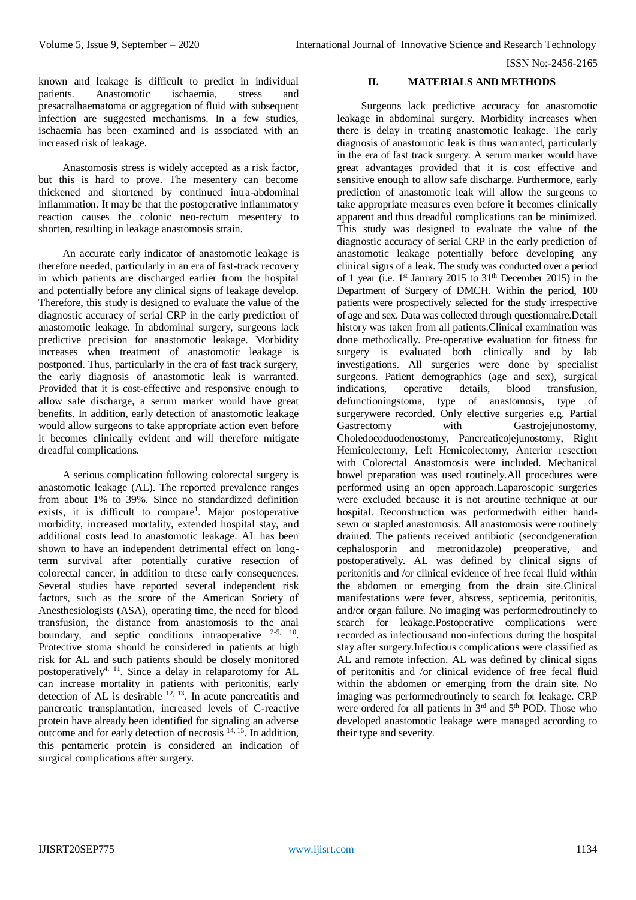known and leakage is difficult to predict in individual patients. Anastomotic ischaemia, stress and presacralhaematoma or aggregation of fluid with subsequent infection are suggested mechanisms. In a few studies, ischaemia has been examined and is associated with an increased risk of leakage.

Anastomosis stress is widely accepted as a risk factor, but this is hard to prove. The mesentery can become thickened and shortened by continued intra-abdominal inflammation. It may be that the postoperative inflammatory reaction causes the colonic neo-rectum mesentery to shorten, resulting in leakage anastomosis strain.

An accurate early indicator of anastomotic leakage is therefore needed, particularly in an era of fast-track recovery in which patients are discharged earlier from the hospital and potentially before any clinical signs of leakage develop. Therefore, this study is designed to evaluate the value of the diagnostic accuracy of serial CRP in the early prediction of anastomotic leakage. In abdominal surgery, surgeons lack predictive precision for anastomotic leakage. Morbidity increases when treatment of anastomotic leakage is postponed. Thus, particularly in the era of fast track surgery, the early diagnosis of anastomotic leak is warranted. Provided that it is cost-effective and responsive enough to allow safe discharge, a serum marker would have great benefits. In addition, early detection of anastomotic leakage would allow surgeons to take appropriate action even before it becomes clinically evident and will therefore mitigate dreadful complications.

A serious complication following colorectal surgery is anastomotic leakage (AL). The reported prevalence ranges from about 1% to 39%. Since no standardized definition exists, it is difficult to compare[1]. Major postoperative morbidity, increased mortality, extended hospital stay, and additional costs lead to anastomotic leakage. AL has been shown to have an independent detrimental effect on long-term survival after potentially curative resection of colorectal cancer, in addition to these early consequences. Several studies have reported several independent risk factors, such as the score of the American Society of Anesthesiologists (ASA), operating time, the need for blood transfusion, the distance from anastomosis to the anal boundary, and septic conditions intraoperative [2-5, 10]. Protective stoma should be considered in patients at high risk for AL and such patients should be closely monitored postoperatively[4, 11]. Since a delay in relaparotomy for AL can increase mortality in patients with peritonitis, early detection of AL is desirable [12, 13]. In acute pancreatitis and pancreatic transplantation, increased levels of C-reactive protein have already been identified for signaling an adverse outcome and for early detection of necrosis [14, 15]. In addition, this pentameric protein is considered an indication of surgical complications after surgery.

## II. MATERIALS AND METHODS

Surgeons lack predictive accuracy for anastomotic leakage in abdominal surgery. Morbidity increases when there is delay in treating anastomotic leakage. The early diagnosis of anastomotic leak is thus warranted, particularly in the era of fast track surgery. A serum marker would have great advantages provided that it is cost effective and sensitive enough to allow safe discharge. Furthermore, early prediction of anastomotic leak will allow the surgeons to take appropriate measures even before it becomes clinically apparent and thus dreadful complications can be minimized. This study was designed to evaluate the value of the diagnostic accuracy of serial CRP in the early prediction of anastomotic leakage potentially before developing any clinical signs of a leak. The study was conducted over a period of 1 year (i.e. 1st January 2015 to 31th December 2015) in the Department of Surgery of DMCH. Within the period, 100 patients were prospectively selected for the study irrespective of age and sex. Data was collected through questionnaire.Detail history was taken from all patients.Clinical examination was done methodically. Pre-operative evaluation for fitness for surgery is evaluated both clinically and by lab investigations. All surgeries were done by specialist surgeons. Patient demographics (age and sex), surgical indications, operative details, blood transfusion, defunctioningstoma, type of anastomosis, type of surgerywere recorded. Only elective surgeries e.g. Partial Gastrectomy with Gastrojejunostomy, Choledocoduodenostomy, Pancreaticojejunostomy, Right Hemicolectomy, Left Hemicolectomy, Anterior resection with Colorectal Anastomosis were included. Mechanical bowel preparation was used routinely.All procedures were performed using an open approach.Laparoscopic surgeries were excluded because it is not aroutine technique at our hospital. Reconstruction was performedwith either hand-sewn or stapled anastomosis. All anastomosis were routinely drained. The patients received antibiotic (secondgeneration cephalosporin and metronidazole) preoperative, and postoperatively. AL was defined by clinical signs of peritonitis and /or clinical evidence of free fecal fluid within the abdomen or emerging from the drain site.Clinical manifestations were fever, abscess, septicemia, peritonitis, and/or organ failure. No imaging was performedroutinely to search for leakage.Postoperative complications were recorded as infectiousand non-infectious during the hospital stay after surgery.Infectious complications were classified as AL and remote infection. AL was defined by clinical signs of peritonitis and /or clinical evidence of free fecal fluid within the abdomen or emerging from the drain site. No imaging was performedroutinely to search for leakage. CRP were ordered for all patients in 3rd and 5th POD. Those who developed anastomotic leakage were managed according to their type and severity.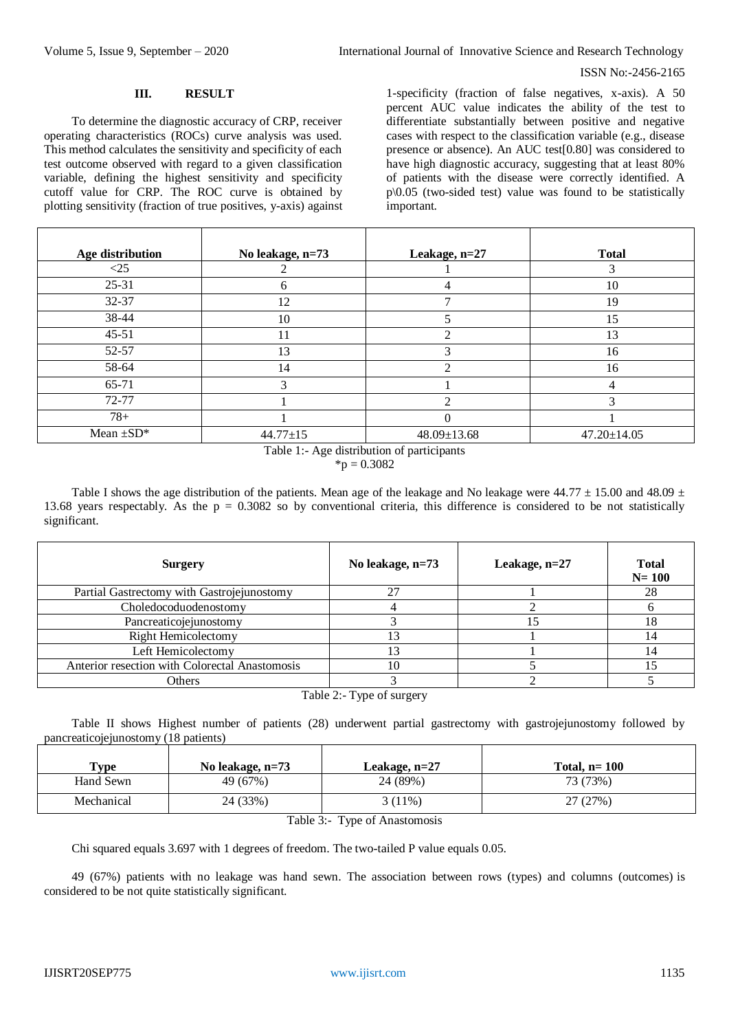## III. RESULT

To determine the diagnostic accuracy of CRP, receiver operating characteristics (ROCs) curve analysis was used. This method calculates the sensitivity and specificity of each test outcome observed with regard to a given classification variable, defining the highest sensitivity and specificity cutoff value for CRP. The ROC curve is obtained by plotting sensitivity (fraction of true positives, y-axis) against 1-specificity (fraction of false negatives, x-axis). A 50 percent AUC value indicates the ability of the test to differentiate substantially between positive and negative cases with respect to the classification variable (e.g., disease presence or absence). An AUC test[0.80] was considered to have high diagnostic accuracy, suggesting that at least 80% of patients with the disease were correctly identified. A p\0.05 (two-sided test) value was found to be statistically important.

| Age distribution | No leakage, n=73 | Leakage, n=27 | Total |
|---|---|---|---|
| <25 | 2 | 1 | 3 |
| 25-31 | 6 | 4 | 10 |
| 32-37 | 12 | 7 | 19 |
| 38-44 | 10 | 5 | 15 |
| 45-51 | 11 | 2 | 13 |
| 52-57 | 13 | 3 | 16 |
| 58-64 | 14 | 2 | 16 |
| 65-71 | 3 | 1 | 4 |
| 72-77 | 1 | 2 | 3 |
| 78+ | 1 | 0 | 1 |
| Mean ±SD* | 44.77±15 | 48.09±13.68 | 47.20±14.05 |

Table 1:- Age distribution of participants

*p = 0.3082

Table I shows the age distribution of the patients. Mean age of the leakage and No leakage were 44.77 ± 15.00 and 48.09 ± 13.68 years respectably. As the p = 0.3082 so by conventional criteria, this difference is considered to be not statistically significant.

| Surgery | No leakage, n=73 | Leakage, n=27 | Total N= 100 |
|---|---|---|---|
| Partial Gastrectomy with Gastrojejunostomy | 27 | 1 | 28 |
| Choledocoduodenostomy | 4 | 2 | 6 |
| Pancreaticojejunostomy | 3 | 15 | 18 |
| Right Hemicolectomy | 13 | 1 | 14 |
| Left Hemicolectomy | 13 | 1 | 14 |
| Anterior resection with Colorectal Anastomosis | 10 | 5 | 15 |
| Others | 3 | 2 | 5 |

Table 2:- Type of surgery

Table II shows Highest number of patients (28) underwent partial gastrectomy with gastrojejunostomy followed by pancreaticojejunostomy (18 patients)

| Type | No leakage, n=73 | Leakage, n=27 | Total, n= 100 |
|---|---|---|---|
| Hand Sewn | 49 (67%) | 24 (89%) | 73 (73%) |
| Mechanical | 24 (33%) | 3 (11%) | 27 (27%) |

Table 3:- Type of Anastomosis

Chi squared equals 3.697 with 1 degrees of freedom. The two-tailed P value equals 0.05.

49 (67%) patients with no leakage was hand sewn. The association between rows (types) and columns (outcomes) is considered to be not quite statistically significant.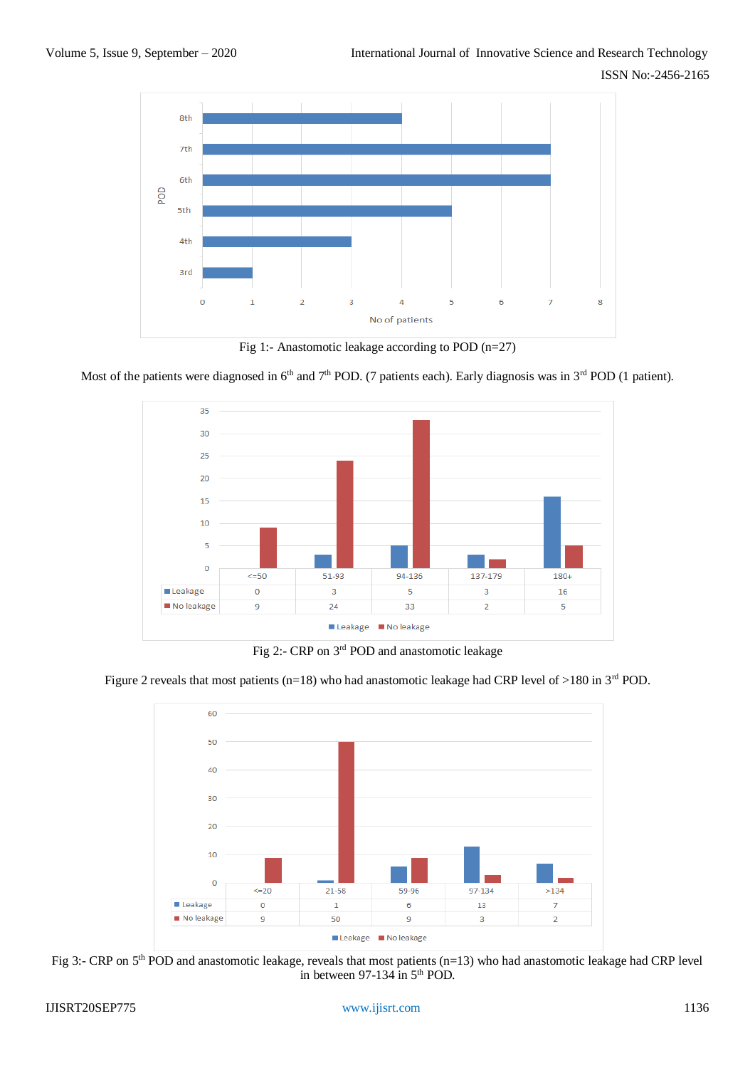Fig 1:- Anastomotic leakage according to POD (n=27)

Most of the patients were diagnosed in 6th and 7th POD. (7 patients each). Early diagnosis was in 3rd POD (1 patient).

| | <=50 | 51-93 | 94-136 | 137-179 | 180+ |
|---|---|---|---|---|---|
| Leakage | 0 | 3 | 5 | 3 | 16 |
| No leakage | 9 | 24 | 33 | 2 | 5 |

Fig 2:- CRP on 3rd POD and anastomotic leakage

Figure 2 reveals that most patients (n=18) who had anastomotic leakage had CRP level of >180 in 3rd POD.

| | <=20 | 21-58 | 59-96 | 97-134 | >134 |
|---|---|---|---|---|---|
| Leakage | 0 | 1 | 6 | 13 | 7 |
| No leakage | 9 | 50 | 9 | 3 | 2 |

Fig 3:- CRP on 5th POD and anastomotic leakage, reveals that most patients (n=13) who had anastomotic leakage had CRP level in between 97-134 in 5th POD.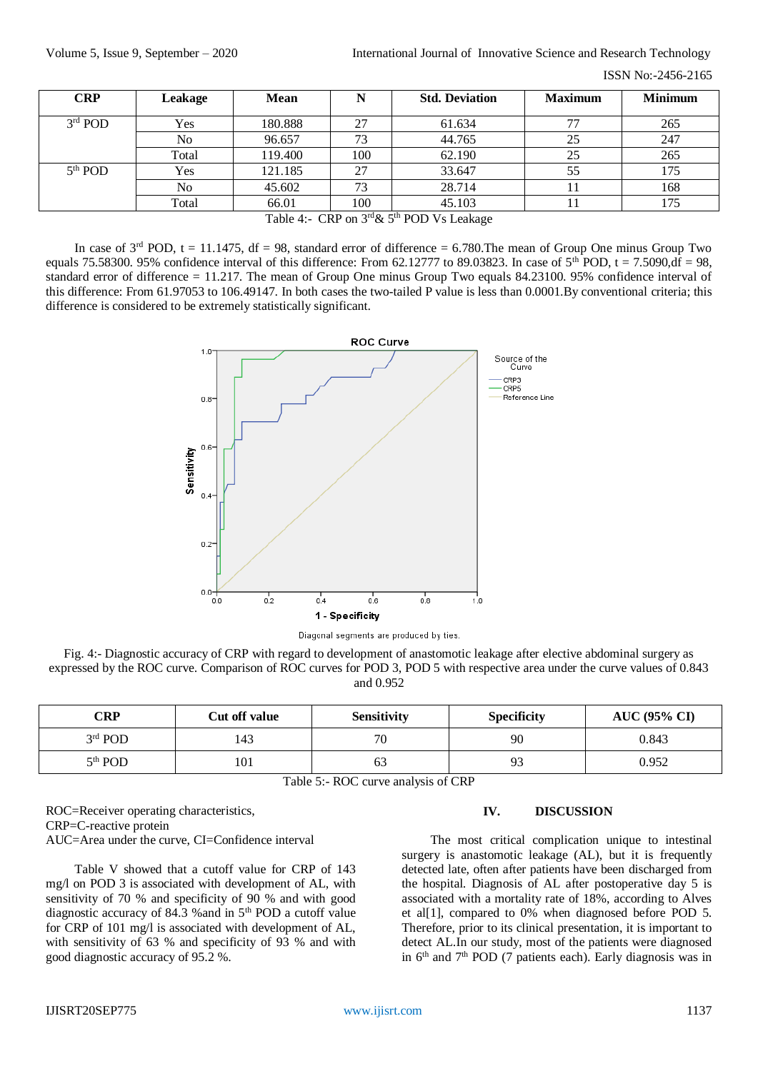| CRP | Leakage | Mean | N | Std. Deviation | Maximum | Minimum |
| --- | --- | --- | --- | --- | --- | --- |
| 3rd POD | Yes | 180.888 | 27 | 61.634 | 77 | 265 |
| | No | 96.657 | 73 | 44.765 | 25 | 247 |
| | Total | 119.400 | 100 | 62.190 | 25 | 265 |
| 5th POD | Yes | 121.185 | 27 | 33.647 | 55 | 175 |
| | No | 45.602 | 73 | 28.714 | 11 | 168 |
| | Total | 66.01 | 100 | 45.103 | 11 | 175 |

Table 4:- CRP on 3rd & 5th POD Vs Leakage

In case of 3rd POD, t = 11.1475, df = 98, standard error of difference = 6.780.The mean of Group One minus Group Two equals 75.58300. 95% confidence interval of this difference: From 62.12777 to 89.03823. In case of 5th POD, t = 7.5090,df = 98, standard error of difference = 11.217. The mean of Group One minus Group Two equals 84.23100. 95% confidence interval of this difference: From 61.97053 to 106.49147. In both cases the two-tailed P value is less than 0.0001.By conventional criteria; this difference is considered to be extremely statistically significant.

Fig. 4:- Diagnostic accuracy of CRP with regard to development of anastomotic leakage after elective abdominal surgery as expressed by the ROC curve. Comparison of ROC curves for POD 3, POD 5 with respective area under the curve values of 0.843 and 0.952

| CRP | Cut off value | Sensitivity | Specificity | AUC (95% CI) |
| --- | --- | --- | --- | --- |
| 3rd POD | 143 | 70 | 90 | 0.843 |
| 5th POD | 101 | 63 | 93 | 0.952 |

Table 5:- ROC curve analysis of CRP

ROC=Receiver operating characteristics,
CRP=C-reactive protein
AUC=Area under the curve, CI=Confidence interval

Table V showed that a cutoff value for CRP of 143 mg/l on POD 3 is associated with development of AL, with sensitivity of 70 % and specificity of 90 % and with good diagnostic accuracy of 84.3 %and in 5th POD a cutoff value for CRP of 101 mg/l is associated with development of AL, with sensitivity of 63 % and specificity of 93 % and with good diagnostic accuracy of 95.2 %.

## IV. DISCUSSION

The most critical complication unique to intestinal surgery is anastomotic leakage (AL), but it is frequently detected late, often after patients have been discharged from the hospital. Diagnosis of AL after postoperative day 5 is associated with a mortality rate of 18%, according to Alves et al[1], compared to 0% when diagnosed before POD 5. Therefore, prior to its clinical presentation, it is important to detect AL.In our study, most of the patients were diagnosed in 6th and 7th POD (7 patients each). Early diagnosis was in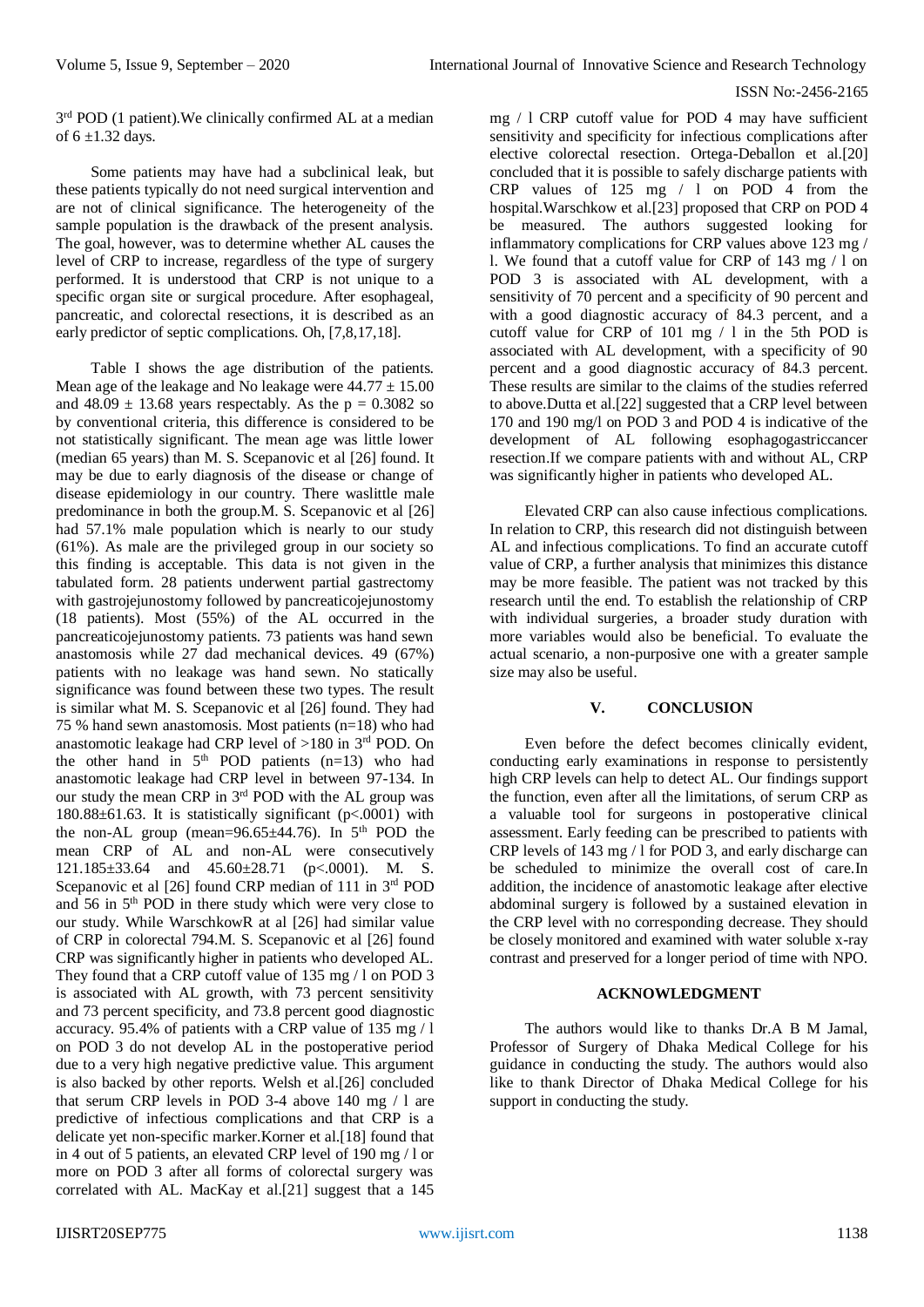3rd POD (1 patient).We clinically confirmed AL at a median of 6 ±1.32 days.

Some patients may have had a subclinical leak, but these patients typically do not need surgical intervention and are not of clinical significance. The heterogeneity of the sample population is the drawback of the present analysis. The goal, however, was to determine whether AL causes the level of CRP to increase, regardless of the type of surgery performed. It is understood that CRP is not unique to a specific organ site or surgical procedure. After esophageal, pancreatic, and colorectal resections, it is described as an early predictor of septic complications. Oh, [7,8,17,18].

Table I shows the age distribution of the patients. Mean age of the leakage and No leakage were 44.77 ± 15.00 and 48.09 ± 13.68 years respectably. As the p = 0.3082 so by conventional criteria, this difference is considered to be not statistically significant. The mean age was little lower (median 65 years) than M. S. Scepanovic et al [26] found. It may be due to early diagnosis of the disease or change of disease epidemiology in our country. There waslittle male predominance in both the group.M. S. Scepanovic et al [26] had 57.1% male population which is nearly to our study (61%). As male are the privileged group in our society so this finding is acceptable. This data is not given in the tabulated form. 28 patients underwent partial gastrectomy with gastrojejunostomy followed by pancreaticojejunostomy (18 patients). Most (55%) of the AL occurred in the pancreaticojejunostomy patients. 73 patients was hand sewn anastomosis while 27 dad mechanical devices. 49 (67%) patients with no leakage was hand sewn. No statically significance was found between these two types. The result is similar what M. S. Scepanovic et al [26] found. They had 75 % hand sewn anastomosis. Most patients (n=18) who had anastomotic leakage had CRP level of >180 in 3rd POD. On the other hand in 5th POD patients (n=13) who had anastomotic leakage had CRP level in between 97-134. In our study the mean CRP in 3rd POD with the AL group was 180.88±61.63. It is statistically significant (p<.0001) with the non-AL group (mean=96.65±44.76). In 5th POD the mean CRP of AL and non-AL were consecutively 121.185±33.64 and 45.60±28.71 (p<.0001). M. S. Scepanovic et al [26] found CRP median of 111 in 3rd POD and 56 in 5th POD in there study which were very close to our study. While WarschkowR at al [26] had similar value of CRP in colorectal 794.M. S. Scepanovic et al [26] found CRP was significantly higher in patients who developed AL. They found that a CRP cutoff value of 135 mg / l on POD 3 is associated with AL growth, with 73 percent sensitivity and 73 percent specificity, and 73.8 percent good diagnostic accuracy. 95.4% of patients with a CRP value of 135 mg / l on POD 3 do not develop AL in the postoperative period due to a very high negative predictive value. This argument is also backed by other reports. Welsh et al.[26] concluded that serum CRP levels in POD 3-4 above 140 mg / l are predictive of infectious complications and that CRP is a delicate yet non-specific marker.Korner et al.[18] found that in 4 out of 5 patients, an elevated CRP level of 190 mg / l or more on POD 3 after all forms of colorectal surgery was correlated with AL. MacKay et al.[21] suggest that a 145 mg / l CRP cutoff value for POD 4 may have sufficient sensitivity and specificity for infectious complications after elective colorectal resection. Ortega-Deballon et al.[20] concluded that it is possible to safely discharge patients with CRP values of 125 mg / l on POD 4 from the hospital.Warschkow et al.[23] proposed that CRP on POD 4 be measured. The authors suggested looking for inflammatory complications for CRP values above 123 mg / l. We found that a cutoff value for CRP of 143 mg / l on POD 3 is associated with AL development, with a sensitivity of 70 percent and a specificity of 90 percent and with a good diagnostic accuracy of 84.3 percent, and a cutoff value for CRP of 101 mg / l in the 5th POD is associated with AL development, with a specificity of 90 percent and a good diagnostic accuracy of 84.3 percent. These results are similar to the claims of the studies referred to above.Dutta et al.[22] suggested that a CRP level between 170 and 190 mg/l on POD 3 and POD 4 is indicative of the development of AL following esophagogastriccancer resection.If we compare patients with and without AL, CRP was significantly higher in patients who developed AL.

Elevated CRP can also cause infectious complications. In relation to CRP, this research did not distinguish between AL and infectious complications. To find an accurate cutoff value of CRP, a further analysis that minimizes this distance may be more feasible. The patient was not tracked by this research until the end. To establish the relationship of CRP with individual surgeries, a broader study duration with more variables would also be beneficial. To evaluate the actual scenario, a non-purposive one with a greater sample size may also be useful.

## V. CONCLUSION

Even before the defect becomes clinically evident, conducting early examinations in response to persistently high CRP levels can help to detect AL. Our findings support the function, even after all the limitations, of serum CRP as a valuable tool for surgeons in postoperative clinical assessment. Early feeding can be prescribed to patients with CRP levels of 143 mg / l for POD 3, and early discharge can be scheduled to minimize the overall cost of care.In addition, the incidence of anastomotic leakage after elective abdominal surgery is followed by a sustained elevation in the CRP level with no corresponding decrease. They should be closely monitored and examined with water soluble x-ray contrast and preserved for a longer period of time with NPO.

## ACKNOWLEDGMENT

The authors would like to thanks Dr.A B M Jamal, Professor of Surgery of Dhaka Medical College for his guidance in conducting the study. The authors would also like to thank Director of Dhaka Medical College for his support in conducting the study.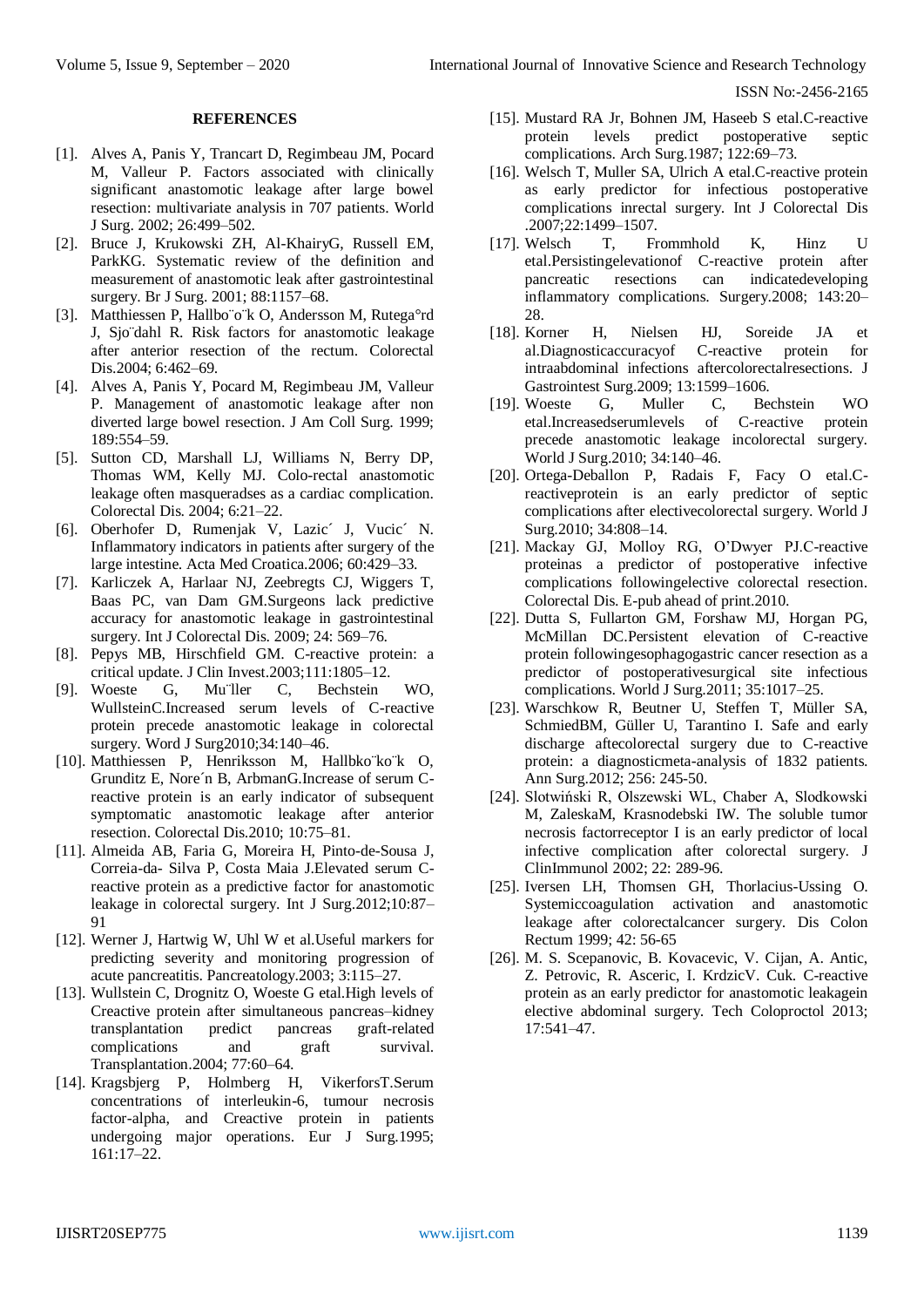## REFERENCES

[1]. Alves A, Panis Y, Trancart D, Regimbeau JM, Pocard M, Valleur P. Factors associated with clinically significant anastomotic leakage after large bowel resection: multivariate analysis in 707 patients. World J Surg. 2002; 26:499–502.

[2]. Bruce J, Krukowski ZH, Al-KhairyG, Russell EM, ParkKG. Systematic review of the definition and measurement of anastomotic leak after gastrointestinal surgery. Br J Surg. 2001; 88:1157–68.

[3]. Matthiessen P, Hallbo¨o¨k O, Andersson M, Rutega°rd J, Sjo¨dahl R. Risk factors for anastomotic leakage after anterior resection of the rectum. Colorectal Dis.2004; 6:462–69.

[4]. Alves A, Panis Y, Pocard M, Regimbeau JM, Valleur P. Management of anastomotic leakage after non diverted large bowel resection. J Am Coll Surg. 1999; 189:554–59.

[5]. Sutton CD, Marshall LJ, Williams N, Berry DP, Thomas WM, Kelly MJ. Colo-rectal anastomotic leakage often masqueradses as a cardiac complication. Colorectal Dis. 2004; 6:21–22.

[6]. Oberhofer D, Rumenjak V, Lazic´ J, Vucic´ N. Inflammatory indicators in patients after surgery of the large intestine. Acta Med Croatica.2006; 60:429–33.

[7]. Karliczek A, Harlaar NJ, Zeebregts CJ, Wiggers T, Baas PC, van Dam GM.Surgeons lack predictive accuracy for anastomotic leakage in gastrointestinal surgery. Int J Colorectal Dis. 2009; 24: 569–76.

[8]. Pepys MB, Hirschfield GM. C-reactive protein: a critical update. J Clin Invest.2003;111:1805–12.

[9]. Woeste G, Mu¨ller C, Bechstein WO, WullsteinC.Increased serum levels of C-reactive protein precede anastomotic leakage in colorectal surgery. Word J Surg2010;34:140–46.

[10]. Matthiessen P, Henriksson M, Hallbko¨ko¨k O, Grunditz E, Nore´n B, ArbmanG.Increase of serum C-reactive protein is an early indicator of subsequent symptomatic anastomotic leakage after anterior resection. Colorectal Dis.2010; 10:75–81.

[11]. Almeida AB, Faria G, Moreira H, Pinto-de-Sousa J, Correia-da- Silva P, Costa Maia J.Elevated serum C-reactive protein as a predictive factor for anastomotic leakage in colorectal surgery. Int J Surg.2012;10:87–91

[12]. Werner J, Hartwig W, Uhl W et al.Useful markers for predicting severity and monitoring progression of acute pancreatitis. Pancreatology.2003; 3:115–27.

[13]. Wullstein C, Drognitz O, Woeste G etal.High levels of Creactive protein after simultaneous pancreas–kidney transplantation predict pancreas graft-related complications and graft survival. Transplantation.2004; 77:60–64.

[14]. Kragsbjerg P, Holmberg H, VikerforsT.Serum concentrations of interleukin-6, tumour necrosis factor-alpha, and Creactive protein in patients undergoing major operations. Eur J Surg.1995; 161:17–22.

[15]. Mustard RA Jr, Bohnen JM, Haseeb S etal.C-reactive protein levels predict postoperative septic complications. Arch Surg.1987; 122:69–73.

[16]. Welsch T, Muller SA, Ulrich A etal.C-reactive protein as early predictor for infectious postoperative complications inrectal surgery. Int J Colorectal Dis .2007;22:1499–1507.

[17]. Welsch T, Frommhold K, Hinz U etal.Persistingelevationof C-reactive protein after pancreatic resections can indicatedeveloping inflammatory complications. Surgery.2008; 143:20–28.

[18]. Korner H, Nielsen HJ, Soreide JA et al.Diagnosticaccuracyof C-reactive protein for intraabdominal infections aftercolorectalresections. J Gastrointest Surg.2009; 13:1599–1606.

[19]. Woeste G, Muller C, Bechstein WO etal.Increasedserumlevels of C-reactive protein precede anastomotic leakage incolorectal surgery. World J Surg.2010; 34:140–46.

[20]. Ortega-Deballon P, Radais F, Facy O etal.C-reactiveprotein is an early predictor of septic complications after electivecolorectal surgery. World J Surg.2010; 34:808–14.

[21]. Mackay GJ, Molloy RG, O'Dwyer PJ.C-reactive proteinas a predictor of postoperative infective complications followingelective colorectal resection. Colorectal Dis. E-pub ahead of print.2010.

[22]. Dutta S, Fullarton GM, Forshaw MJ, Horgan PG, McMillan DC.Persistent elevation of C-reactive protein followingesophagogastric cancer resection as a predictor of postoperativesurgical site infectious complications. World J Surg.2011; 35:1017–25.

[23]. Warschkow R, Beutner U, Steffen T, Müller SA, SchmiedBM, Güller U, Tarantino I. Safe and early discharge aftecolorectal surgery due to C-reactive protein: a diagnosticmeta-analysis of 1832 patients. Ann Surg.2012; 256: 245-50.

[24]. Slotwiński R, Olszewski WL, Chaber A, Slodkowski M, ZaleskaM, Krasnodebski IW. The soluble tumor necrosis factorreceptor I is an early predictor of local infective complication after colorectal surgery. J ClinImmunol 2002; 22: 289-96.

[25]. Iversen LH, Thomsen GH, Thorlacius-Ussing O. Systemiccoagulation activation and anastomotic leakage after colorectalcancer surgery. Dis Colon Rectum 1999; 42: 56-65

[26]. M. S. Scepanovic, B. Kovacevic, V. Cijan, A. Antic, Z. Petrovic, R. Asceric, I. KrdzicV. Cuk. C-reactive protein as an early predictor for anastomotic leakagein elective abdominal surgery. Tech Coloproctol 2013; 17:541–47.